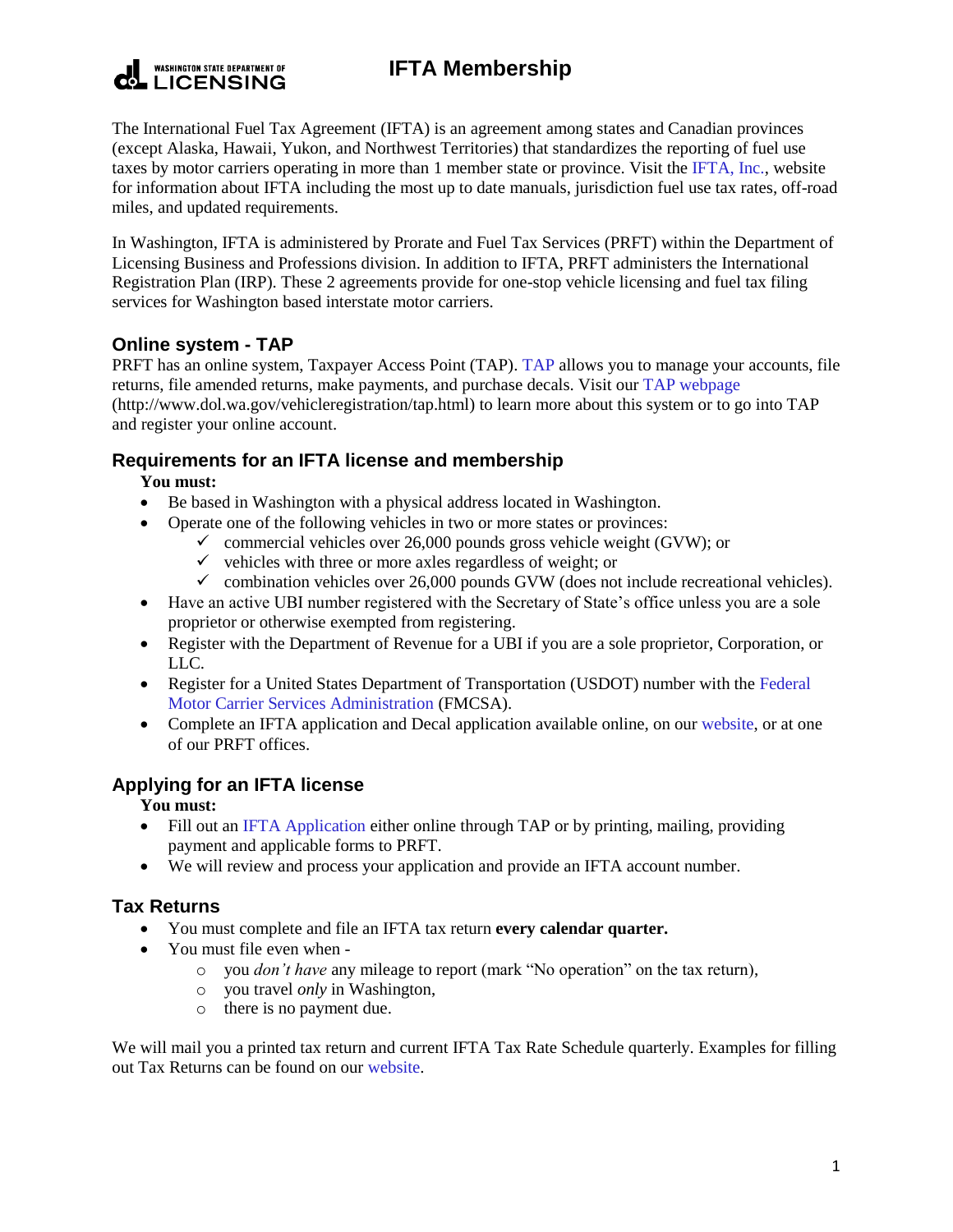# IFTA Membership

The International Fuel Tax Agreement (IFTA) is an agreement among states and Canadian provinces (except Alaska, Hawaii, Yukon, and Northwest Territories) that standardizes the reporting of fuel use taxes by motor carriers operating in more than 1 member state or province. Visit the IFTA, Inc., website for information about IFTA including the most up to date manuals, jurisdiction fuel use tax rates, off-road miles, and updated requirements.

In Washington, IFTA is administered by Prorate and Fuel Tax Services (PRFT) within the Department of Licensing Business and Professions division. In addition to IFTA, PRFT administers the International Registration Plan (IRP). These 2 agreements provide for one-stop vehicle licensing and fuel tax filing services for Washington based interstate motor carriers.

## Online system - TAP

PRFT has an online system, Taxpayer Access Point (TAP). TAP allows you to manage your accounts, file returns, file amended returns, make payments, and purchase decals. Visit our TAP webpage (http://www.dol.wa.gov/vehicleregistration/tap.html) to learn more about this system or to go into TAP and register your online account.

## Requirements for an IFTA license and membership

**You must:**

- Be based in Washington with a physical address located in Washington.
- Operate one of the following vehicles in two or more states or provinces:
  - ✓ commercial vehicles over 26,000 pounds gross vehicle weight (GVW); or
  - ✓ vehicles with three or more axles regardless of weight; or
  - ✓ combination vehicles over 26,000 pounds GVW (does not include recreational vehicles).
- Have an active UBI number registered with the Secretary of State's office unless you are a sole proprietor or otherwise exempted from registering.
- Register with the Department of Revenue for a UBI if you are a sole proprietor, Corporation, or LLC.
- Register for a United States Department of Transportation (USDOT) number with the Federal Motor Carrier Services Administration (FMCSA).
- Complete an IFTA application and Decal application available online, on our website, or at one of our PRFT offices.

## Applying for an IFTA license

**You must:**

- Fill out an IFTA Application either online through TAP or by printing, mailing, providing payment and applicable forms to PRFT.
- We will review and process your application and provide an IFTA account number.

## Tax Returns

- You must complete and file an IFTA tax return **every calendar quarter.**
- You must file even when -
  - you *don't have* any mileage to report (mark "No operation" on the tax return),
  - you travel *only* in Washington,
  - there is no payment due.

We will mail you a printed tax return and current IFTA Tax Rate Schedule quarterly. Examples for filling out Tax Returns can be found on our website.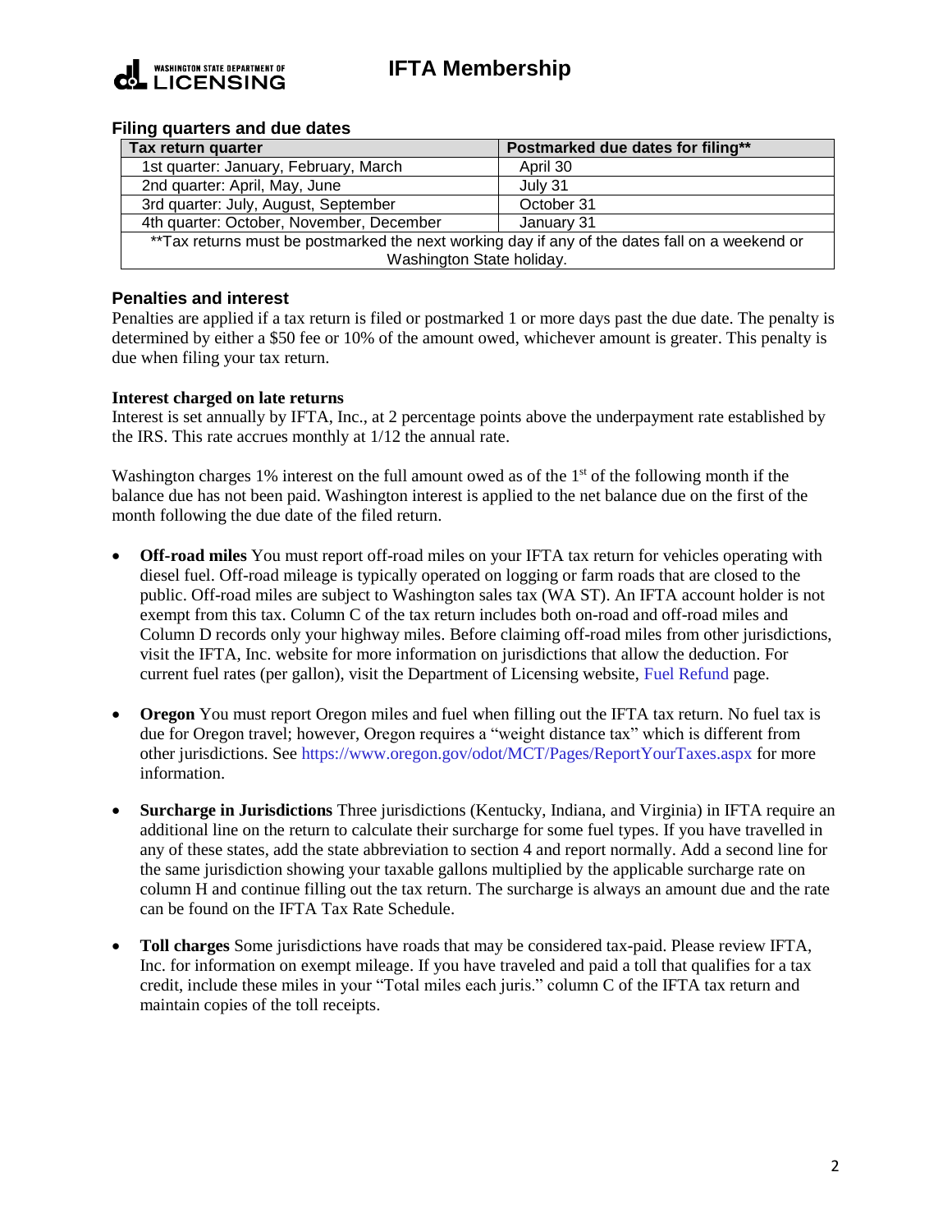## Filing quarters and due dates

| Tax return quarter | Postmarked due dates for filing** |
| --- | --- |
| 1st quarter: January, February, March | April 30 |
| 2nd quarter: April, May, June | July 31 |
| 3rd quarter: July, August, September | October 31 |
| 4th quarter: October, November, December | January 31 |
| **Tax returns must be postmarked the next working day if any of the dates fall on a weekend or Washington State holiday. | |

## Penalties and interest

Penalties are applied if a tax return is filed or postmarked 1 or more days past the due date. The penalty is determined by either a $50 fee or 10% of the amount owed, whichever amount is greater. This penalty is due when filing your tax return.

### Interest charged on late returns

Interest is set annually by IFTA, Inc., at 2 percentage points above the underpayment rate established by the IRS. This rate accrues monthly at 1/12 the annual rate.

Washington charges 1% interest on the full amount owed as of the 1st of the following month if the balance due has not been paid. Washington interest is applied to the net balance due on the first of the month following the due date of the filed return.

- **Off-road miles** You must report off-road miles on your IFTA tax return for vehicles operating with diesel fuel. Off-road mileage is typically operated on logging or farm roads that are closed to the public. Off-road miles are subject to Washington sales tax (WA ST). An IFTA account holder is not exempt from this tax. Column C of the tax return includes both on-road and off-road miles and Column D records only your highway miles. Before claiming off-road miles from other jurisdictions, visit the IFTA, Inc. website for more information on jurisdictions that allow the deduction. For current fuel rates (per gallon), visit the Department of Licensing website, Fuel Refund page.

- **Oregon** You must report Oregon miles and fuel when filling out the IFTA tax return. No fuel tax is due for Oregon travel; however, Oregon requires a "weight distance tax" which is different from other jurisdictions. See https://www.oregon.gov/odot/MCT/Pages/ReportYourTaxes.aspx for more information.

- **Surcharge in Jurisdictions** Three jurisdictions (Kentucky, Indiana, and Virginia) in IFTA require an additional line on the return to calculate their surcharge for some fuel types. If you have travelled in any of these states, add the state abbreviation to section 4 and report normally. Add a second line for the same jurisdiction showing your taxable gallons multiplied by the applicable surcharge rate on column H and continue filling out the tax return. The surcharge is always an amount due and the rate can be found on the IFTA Tax Rate Schedule.

- **Toll charges** Some jurisdictions have roads that may be considered tax-paid. Please review IFTA, Inc. for information on exempt mileage. If you have traveled and paid a toll that qualifies for a tax credit, include these miles in your "Total miles each juris." column C of the IFTA tax return and maintain copies of the toll receipts.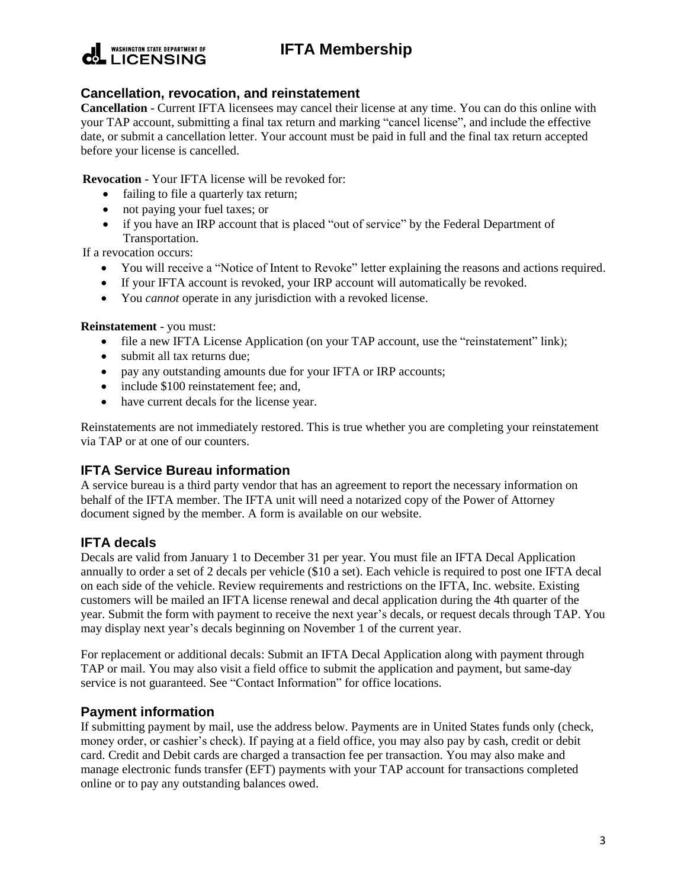## Cancellation, revocation, and reinstatement

**Cancellation** - Current IFTA licensees may cancel their license at any time. You can do this online with your TAP account, submitting a final tax return and marking "cancel license", and include the effective date, or submit a cancellation letter. Your account must be paid in full and the final tax return accepted before your license is cancelled.

**Revocation** - Your IFTA license will be revoked for:

- failing to file a quarterly tax return;
- not paying your fuel taxes; or
- if you have an IRP account that is placed "out of service" by the Federal Department of Transportation.

If a revocation occurs:

- You will receive a "Notice of Intent to Revoke" letter explaining the reasons and actions required.
- If your IFTA account is revoked, your IRP account will automatically be revoked.
- You *cannot* operate in any jurisdiction with a revoked license.

**Reinstatement** - you must:

- file a new IFTA License Application (on your TAP account, use the "reinstatement" link);
- submit all tax returns due;
- pay any outstanding amounts due for your IFTA or IRP accounts;
- include $100 reinstatement fee; and,
- have current decals for the license year.

Reinstatements are not immediately restored. This is true whether you are completing your reinstatement via TAP or at one of our counters.

## IFTA Service Bureau information

A service bureau is a third party vendor that has an agreement to report the necessary information on behalf of the IFTA member. The IFTA unit will need a notarized copy of the Power of Attorney document signed by the member. A form is available on our website.

## IFTA decals

Decals are valid from January 1 to December 31 per year. You must file an IFTA Decal Application annually to order a set of 2 decals per vehicle ($10 a set). Each vehicle is required to post one IFTA decal on each side of the vehicle. Review requirements and restrictions on the IFTA, Inc. website. Existing customers will be mailed an IFTA license renewal and decal application during the 4th quarter of the year. Submit the form with payment to receive the next year's decals, or request decals through TAP. You may display next year's decals beginning on November 1 of the current year.

For replacement or additional decals: Submit an IFTA Decal Application along with payment through TAP or mail. You may also visit a field office to submit the application and payment, but same-day service is not guaranteed. See "Contact Information" for office locations.

## Payment information

If submitting payment by mail, use the address below. Payments are in United States funds only (check, money order, or cashier's check). If paying at a field office, you may also pay by cash, credit or debit card. Credit and Debit cards are charged a transaction fee per transaction. You may also make and manage electronic funds transfer (EFT) payments with your TAP account for transactions completed online or to pay any outstanding balances owed.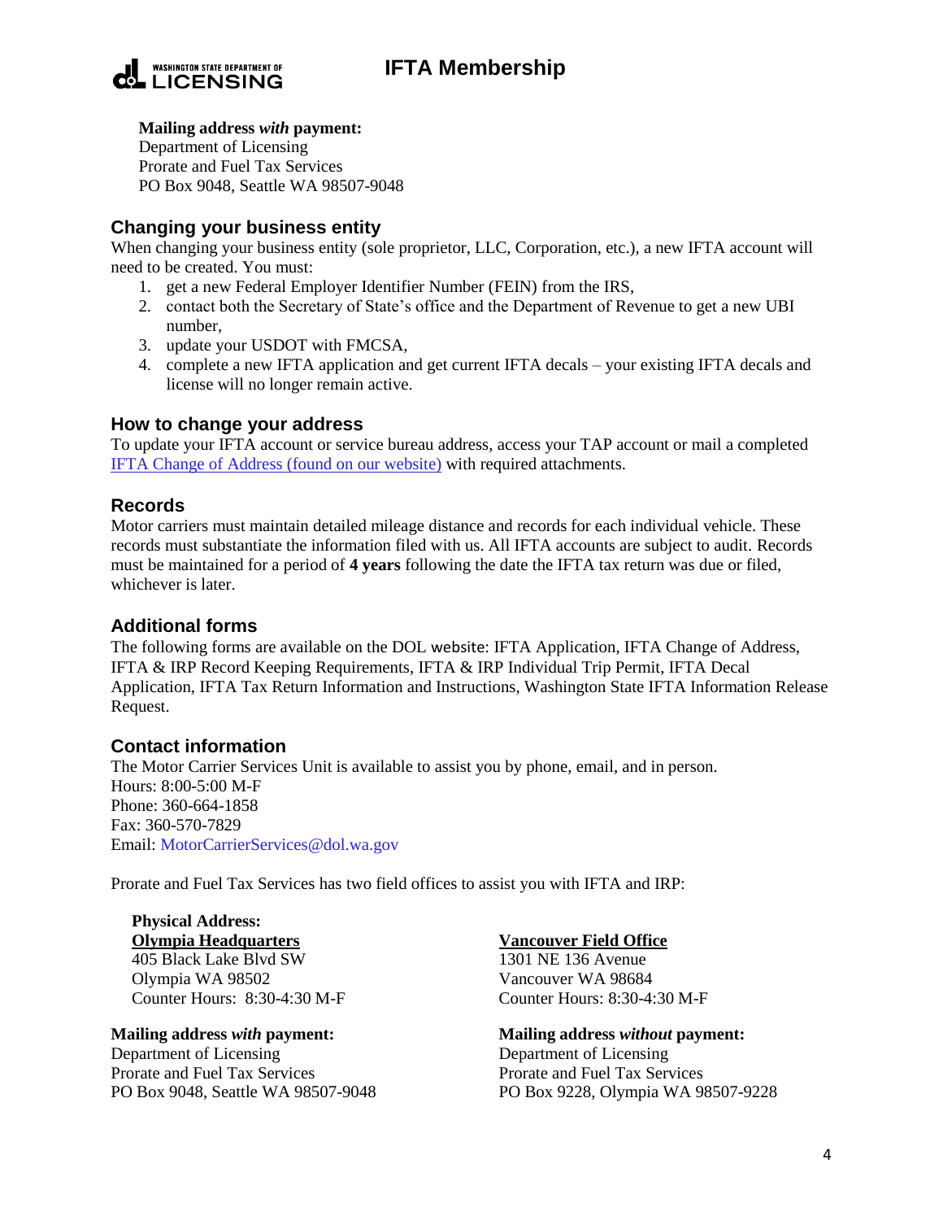**Mailing address *with* payment:**
Department of Licensing
Prorate and Fuel Tax Services
PO Box 9048, Seattle WA 98507-9048

## Changing your business entity

When changing your business entity (sole proprietor, LLC, Corporation, etc.), a new IFTA account will need to be created. You must:

1. get a new Federal Employer Identifier Number (FEIN) from the IRS,
2. contact both the Secretary of State's office and the Department of Revenue to get a new UBI number,
3. update your USDOT with FMCSA,
4. complete a new IFTA application and get current IFTA decals – your existing IFTA decals and license will no longer remain active.

## How to change your address

To update your IFTA account or service bureau address, access your TAP account or mail a completed IFTA Change of Address (found on our website) with required attachments.

## Records

Motor carriers must maintain detailed mileage distance and records for each individual vehicle. These records must substantiate the information filed with us. All IFTA accounts are subject to audit. Records must be maintained for a period of **4 years** following the date the IFTA tax return was due or filed, whichever is later.

## Additional forms

The following forms are available on the DOL website: IFTA Application, IFTA Change of Address, IFTA & IRP Record Keeping Requirements, IFTA & IRP Individual Trip Permit, IFTA Decal Application, IFTA Tax Return Information and Instructions, Washington State IFTA Information Release Request.

## Contact information

The Motor Carrier Services Unit is available to assist you by phone, email, and in person.
Hours: 8:00-5:00 M-F
Phone: 360-664-1858
Fax: 360-570-7829
Email: MotorCarrierServices@dol.wa.gov

Prorate and Fuel Tax Services has two field offices to assist you with IFTA and IRP:

**Physical Address:**

**Olympia Headquarters**
405 Black Lake Blvd SW
Olympia WA 98502
Counter Hours: 8:30-4:30 M-F

**Vancouver Field Office**
1301 NE 136 Avenue
Vancouver WA 98684
Counter Hours: 8:30-4:30 M-F

**Mailing address *with* payment:**
Department of Licensing
Prorate and Fuel Tax Services
PO Box 9048, Seattle WA 98507-9048

**Mailing address *without* payment:**
Department of Licensing
Prorate and Fuel Tax Services
PO Box 9228, Olympia WA 98507-9228